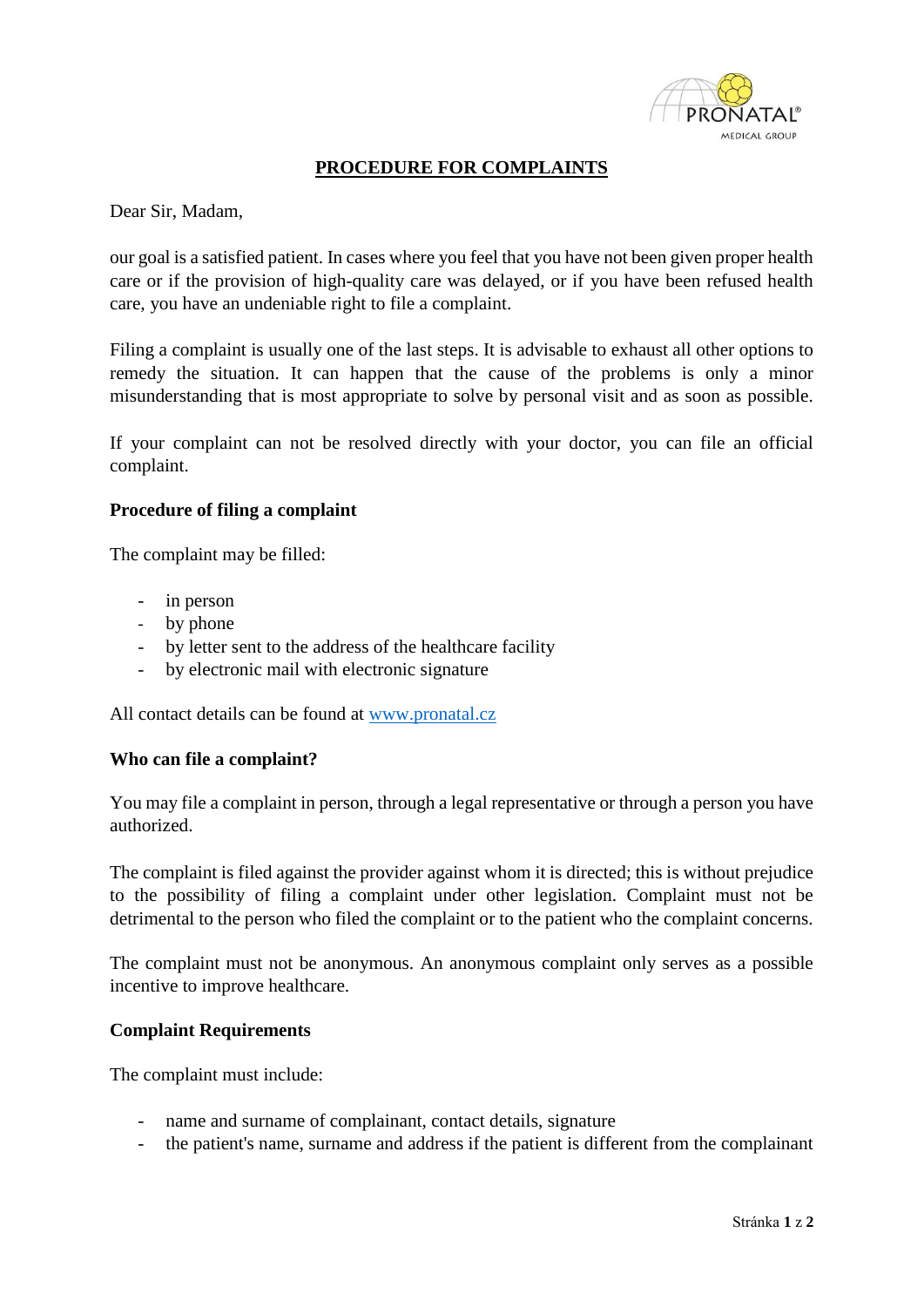# PROCEDURE FOR COMPLAINTS

Dear Sir, Madam,

our goal is a satisfied patient. In cases where you feel that you have not been given proper health care or if the provision of high-quality care was delayed, or if you have been refused health care, you have an undeniable right to file a complaint.

Filing a complaint is usually one of the last steps. It is advisable to exhaust all other options to remedy the situation. It can happen that the cause of the problems is only a minor misunderstanding that is most appropriate to solve by personal visit and as soon as possible.

If your complaint can not be resolved directly with your doctor, you can file an official complaint.

**Procedure of filing a complaint**

The complaint may be filled:

- in person
- by phone
- by letter sent to the address of the healthcare facility
- by electronic mail with electronic signature

All contact details can be found at [www.pronatal.cz](www.pronatal.cz)

**Who can file a complaint?**

You may file a complaint in person, through a legal representative or through a person you have authorized.

The complaint is filed against the provider against whom it is directed; this is without prejudice to the possibility of filing a complaint under other legislation. Complaint must not be detrimental to the person who filed the complaint or to the patient who the complaint concerns.

The complaint must not be anonymous. An anonymous complaint only serves as a possible incentive to improve healthcare.

**Complaint Requirements**

The complaint must include:

- name and surname of complainant, contact details, signature
- the patient's name, surname and address if the patient is different from the complainant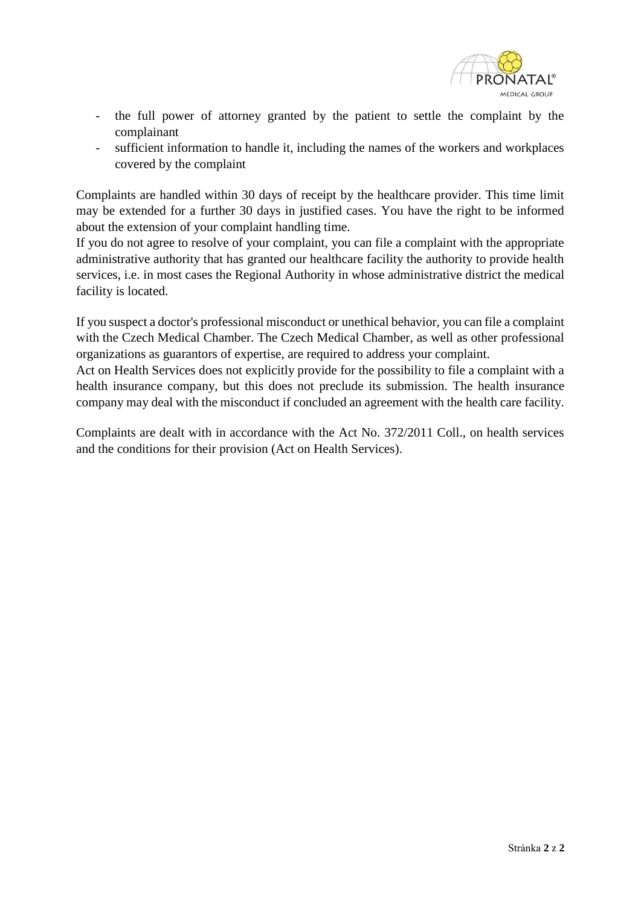- the full power of attorney granted by the patient to settle the complaint by the complainant
- sufficient information to handle it, including the names of the workers and workplaces covered by the complaint

Complaints are handled within 30 days of receipt by the healthcare provider. This time limit may be extended for a further 30 days in justified cases. You have the right to be informed about the extension of your complaint handling time.
If you do not agree to resolve of your complaint, you can file a complaint with the appropriate administrative authority that has granted our healthcare facility the authority to provide health services, i.e. in most cases the Regional Authority in whose administrative district the medical facility is located.

If you suspect a doctor's professional misconduct or unethical behavior, you can file a complaint with the Czech Medical Chamber. The Czech Medical Chamber, as well as other professional organizations as guarantors of expertise, are required to address your complaint.
Act on Health Services does not explicitly provide for the possibility to file a complaint with a health insurance company, but this does not preclude its submission. The health insurance company may deal with the misconduct if concluded an agreement with the health care facility.

Complaints are dealt with in accordance with the Act No. 372/2011 Coll., on health services and the conditions for their provision (Act on Health Services).